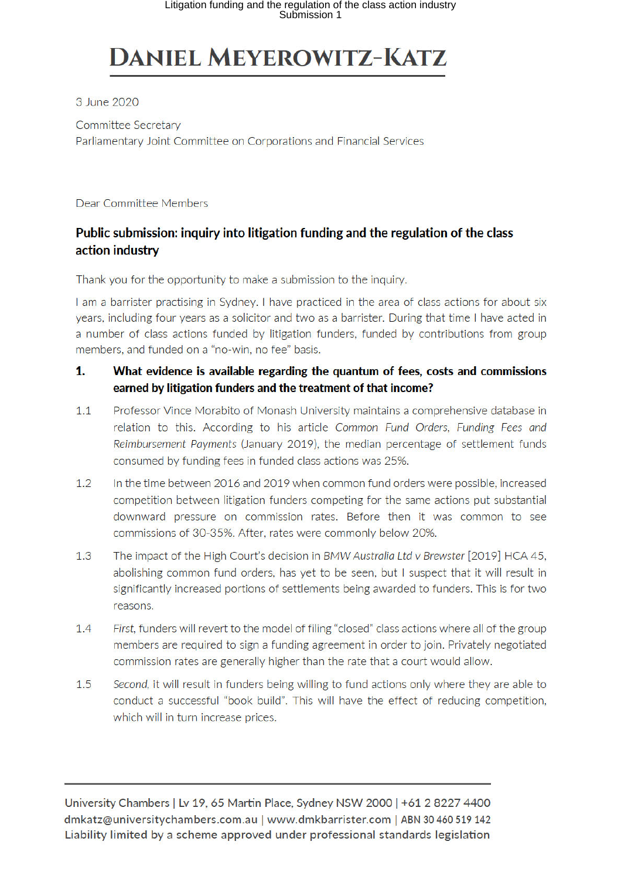# DANIEL MEYEROWITZ-KATZ

3 June 2020

Committee Secretary
Parliamentary Joint Committee on Corporations and Financial Services

Dear Committee Members

## Public submission: inquiry into litigation funding and the regulation of the class action industry

Thank you for the opportunity to make a submission to the inquiry.

I am a barrister practising in Sydney. I have practiced in the area of class actions for about six years, including four years as a solicitor and two as a barrister. During that time I have acted in a number of class actions funded by litigation funders, funded by contributions from group members, and funded on a "no-win, no fee" basis.

### 1. What evidence is available regarding the quantum of fees, costs and commissions earned by litigation funders and the treatment of that income?

1.1 Professor Vince Morabito of Monash University maintains a comprehensive database in relation to this. According to his article *Common Fund Orders, Funding Fees and Reimbursement Payments* (January 2019), the median percentage of settlement funds consumed by funding fees in funded class actions was 25%.

1.2 In the time between 2016 and 2019 when common fund orders were possible, increased competition between litigation funders competing for the same actions put substantial downward pressure on commission rates. Before then it was common to see commissions of 30-35%. After, rates were commonly below 20%.

1.3 The impact of the High Court's decision in *BMW Australia Ltd v Brewster* [2019] HCA 45, abolishing common fund orders, has yet to be seen, but I suspect that it will result in significantly increased portions of settlements being awarded to funders. This is for two reasons.

1.4 *First*, funders will revert to the model of filing "closed" class actions where all of the group members are required to sign a funding agreement in order to join. Privately negotiated commission rates are generally higher than the rate that a court would allow.

1.5 *Second*, it will result in funders being willing to fund actions only where they are able to conduct a successful "book build". This will have the effect of reducing competition, which will in turn increase prices.

University Chambers | Lv 19, 65 Martin Place, Sydney NSW 2000 | +61 2 8227 4400
dmkatz@universitychambers.com.au | www.dmkbarrister.com | ABN 30 460 519 142
Liability limited by a scheme approved under professional standards legislation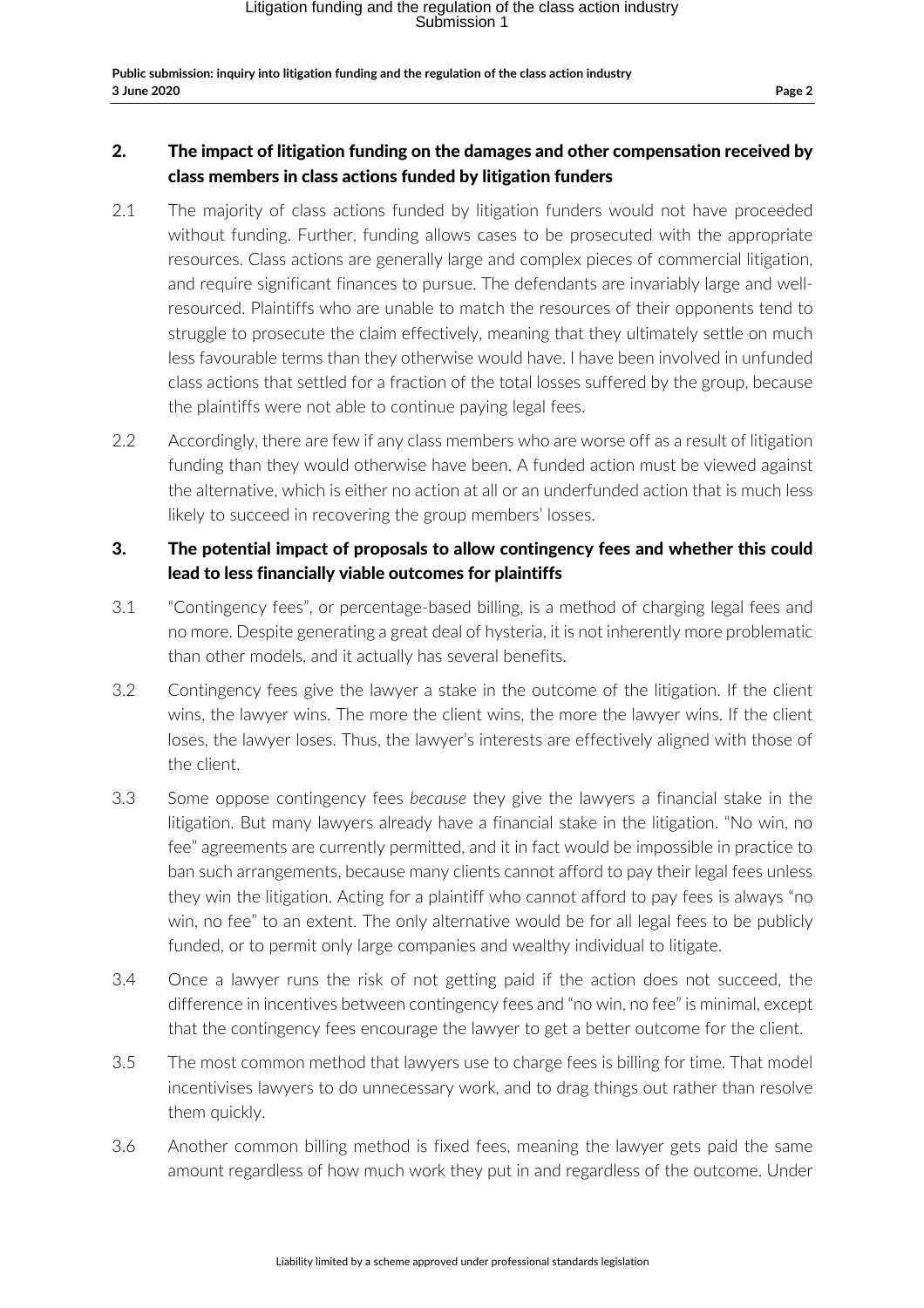## 2. The impact of litigation funding on the damages and other compensation received by class members in class actions funded by litigation funders

2.1 The majority of class actions funded by litigation funders would not have proceeded without funding. Further, funding allows cases to be prosecuted with the appropriate resources. Class actions are generally large and complex pieces of commercial litigation, and require significant finances to pursue. The defendants are invariably large and well-resourced. Plaintiffs who are unable to match the resources of their opponents tend to struggle to prosecute the claim effectively, meaning that they ultimately settle on much less favourable terms than they otherwise would have. I have been involved in unfunded class actions that settled for a fraction of the total losses suffered by the group, because the plaintiffs were not able to continue paying legal fees.

2.2 Accordingly, there are few if any class members who are worse off as a result of litigation funding than they would otherwise have been. A funded action must be viewed against the alternative, which is either no action at all or an underfunded action that is much less likely to succeed in recovering the group members' losses.

## 3. The potential impact of proposals to allow contingency fees and whether this could lead to less financially viable outcomes for plaintiffs

3.1 "Contingency fees", or percentage-based billing, is a method of charging legal fees and no more. Despite generating a great deal of hysteria, it is not inherently more problematic than other models, and it actually has several benefits.

3.2 Contingency fees give the lawyer a stake in the outcome of the litigation. If the client wins, the lawyer wins. The more the client wins, the more the lawyer wins. If the client loses, the lawyer loses. Thus, the lawyer's interests are effectively aligned with those of the client.

3.3 Some oppose contingency fees *because* they give the lawyers a financial stake in the litigation. But many lawyers already have a financial stake in the litigation. "No win, no fee" agreements are currently permitted, and it in fact would be impossible in practice to ban such arrangements, because many clients cannot afford to pay their legal fees unless they win the litigation. Acting for a plaintiff who cannot afford to pay fees is always "no win, no fee" to an extent. The only alternative would be for all legal fees to be publicly funded, or to permit only large companies and wealthy individual to litigate.

3.4 Once a lawyer runs the risk of not getting paid if the action does not succeed, the difference in incentives between contingency fees and "no win, no fee" is minimal, except that the contingency fees encourage the lawyer to get a better outcome for the client.

3.5 The most common method that lawyers use to charge fees is billing for time. That model incentivises lawyers to do unnecessary work, and to drag things out rather than resolve them quickly.

3.6 Another common billing method is fixed fees, meaning the lawyer gets paid the same amount regardless of how much work they put in and regardless of the outcome. Under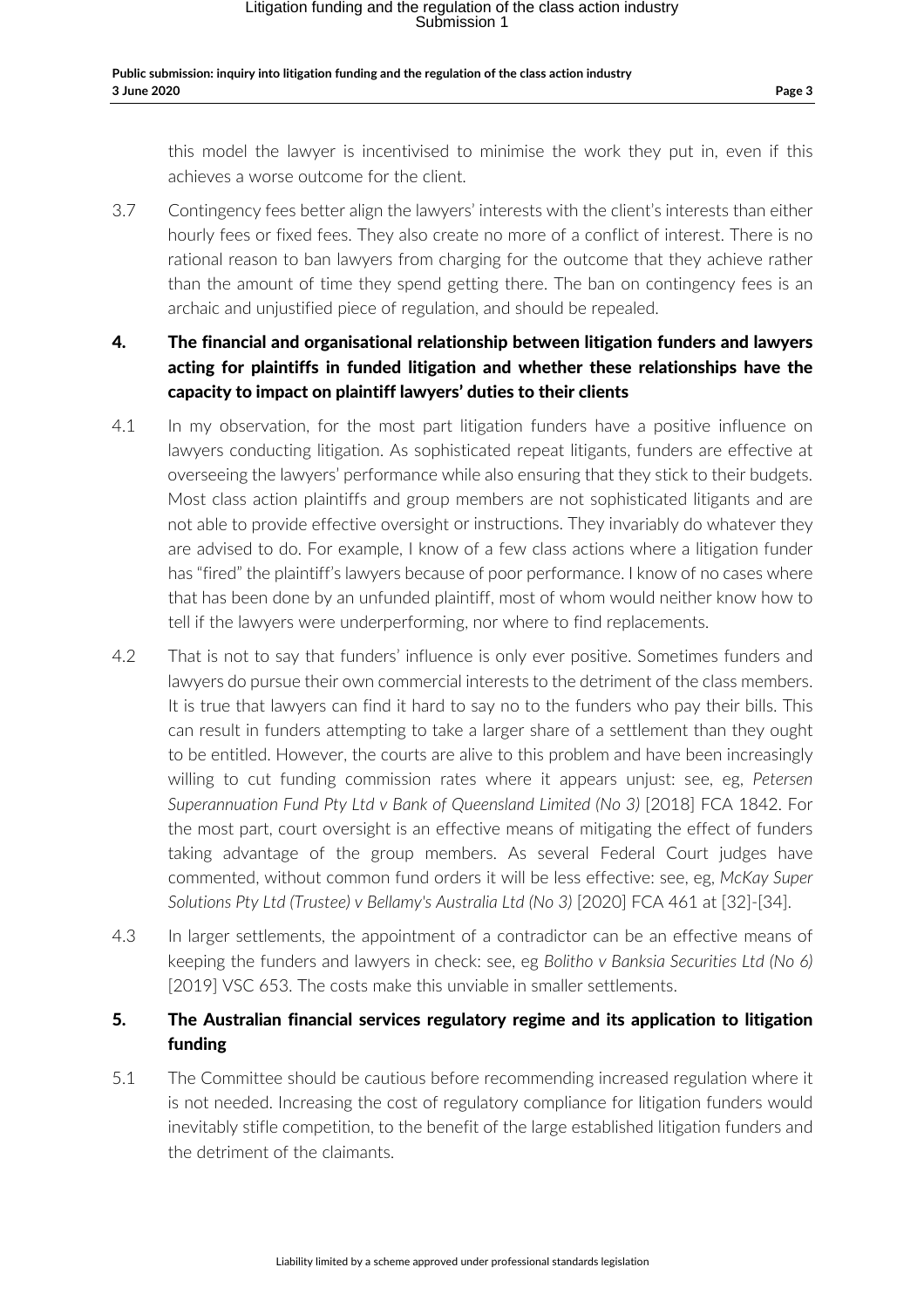this model the lawyer is incentivised to minimise the work they put in, even if this achieves a worse outcome for the client.

3.7 Contingency fees better align the lawyers' interests with the client's interests than either hourly fees or fixed fees. They also create no more of a conflict of interest. There is no rational reason to ban lawyers from charging for the outcome that they achieve rather than the amount of time they spend getting there. The ban on contingency fees is an archaic and unjustified piece of regulation, and should be repealed.

## 4. The financial and organisational relationship between litigation funders and lawyers acting for plaintiffs in funded litigation and whether these relationships have the capacity to impact on plaintiff lawyers' duties to their clients

4.1 In my observation, for the most part litigation funders have a positive influence on lawyers conducting litigation. As sophisticated repeat litigants, funders are effective at overseeing the lawyers' performance while also ensuring that they stick to their budgets. Most class action plaintiffs and group members are not sophisticated litigants and are not able to provide effective oversight or instructions. They invariably do whatever they are advised to do. For example, I know of a few class actions where a litigation funder has "fired" the plaintiff's lawyers because of poor performance. I know of no cases where that has been done by an unfunded plaintiff, most of whom would neither know how to tell if the lawyers were underperforming, nor where to find replacements.

4.2 That is not to say that funders' influence is only ever positive. Sometimes funders and lawyers do pursue their own commercial interests to the detriment of the class members. It is true that lawyers can find it hard to say no to the funders who pay their bills. This can result in funders attempting to take a larger share of a settlement than they ought to be entitled. However, the courts are alive to this problem and have been increasingly willing to cut funding commission rates where it appears unjust: see, eg, *Petersen Superannuation Fund Pty Ltd v Bank of Queensland Limited (No 3)* [2018] FCA 1842. For the most part, court oversight is an effective means of mitigating the effect of funders taking advantage of the group members. As several Federal Court judges have commented, without common fund orders it will be less effective: see, eg, *McKay Super Solutions Pty Ltd (Trustee) v Bellamy's Australia Ltd (No 3)* [2020] FCA 461 at [32]-[34].

4.3 In larger settlements, the appointment of a contradictor can be an effective means of keeping the funders and lawyers in check: see, eg *Bolitho v Banksia Securities Ltd (No 6)* [2019] VSC 653. The costs make this unviable in smaller settlements.

## 5. The Australian financial services regulatory regime and its application to litigation funding

5.1 The Committee should be cautious before recommending increased regulation where it is not needed. Increasing the cost of regulatory compliance for litigation funders would inevitably stifle competition, to the benefit of the large established litigation funders and the detriment of the claimants.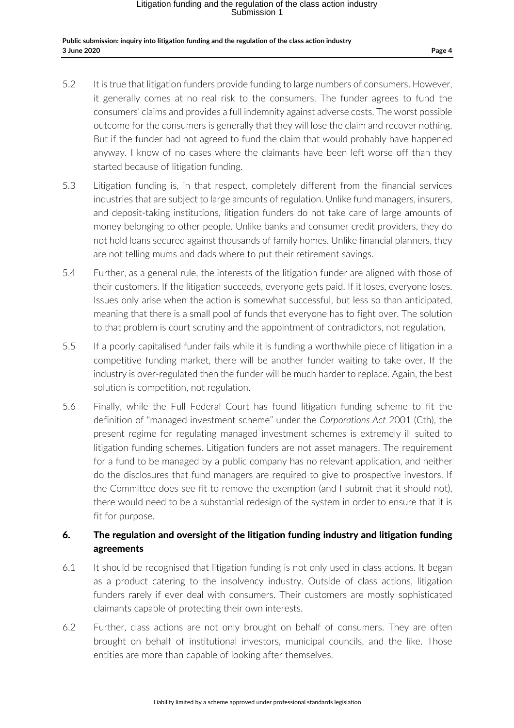5.2 It is true that litigation funders provide funding to large numbers of consumers. However, it generally comes at no real risk to the consumers. The funder agrees to fund the consumers' claims and provides a full indemnity against adverse costs. The worst possible outcome for the consumers is generally that they will lose the claim and recover nothing. But if the funder had not agreed to fund the claim that would probably have happened anyway. I know of no cases where the claimants have been left worse off than they started because of litigation funding.

5.3 Litigation funding is, in that respect, completely different from the financial services industries that are subject to large amounts of regulation. Unlike fund managers, insurers, and deposit-taking institutions, litigation funders do not take care of large amounts of money belonging to other people. Unlike banks and consumer credit providers, they do not hold loans secured against thousands of family homes. Unlike financial planners, they are not telling mums and dads where to put their retirement savings.

5.4 Further, as a general rule, the interests of the litigation funder are aligned with those of their customers. If the litigation succeeds, everyone gets paid. If it loses, everyone loses. Issues only arise when the action is somewhat successful, but less so than anticipated, meaning that there is a small pool of funds that everyone has to fight over. The solution to that problem is court scrutiny and the appointment of contradictors, not regulation.

5.5 If a poorly capitalised funder fails while it is funding a worthwhile piece of litigation in a competitive funding market, there will be another funder waiting to take over. If the industry is over-regulated then the funder will be much harder to replace. Again, the best solution is competition, not regulation.

5.6 Finally, while the Full Federal Court has found litigation funding scheme to fit the definition of "managed investment scheme" under the *Corporations Act* 2001 (Cth), the present regime for regulating managed investment schemes is extremely ill suited to litigation funding schemes. Litigation funders are not asset managers. The requirement for a fund to be managed by a public company has no relevant application, and neither do the disclosures that fund managers are required to give to prospective investors. If the Committee does see fit to remove the exemption (and I submit that it should not), there would need to be a substantial redesign of the system in order to ensure that it is fit for purpose.

## 6. The regulation and oversight of the litigation funding industry and litigation funding agreements

6.1 It should be recognised that litigation funding is not only used in class actions. It began as a product catering to the insolvency industry. Outside of class actions, litigation funders rarely if ever deal with consumers. Their customers are mostly sophisticated claimants capable of protecting their own interests.

6.2 Further, class actions are not only brought on behalf of consumers. They are often brought on behalf of institutional investors, municipal councils, and the like. Those entities are more than capable of looking after themselves.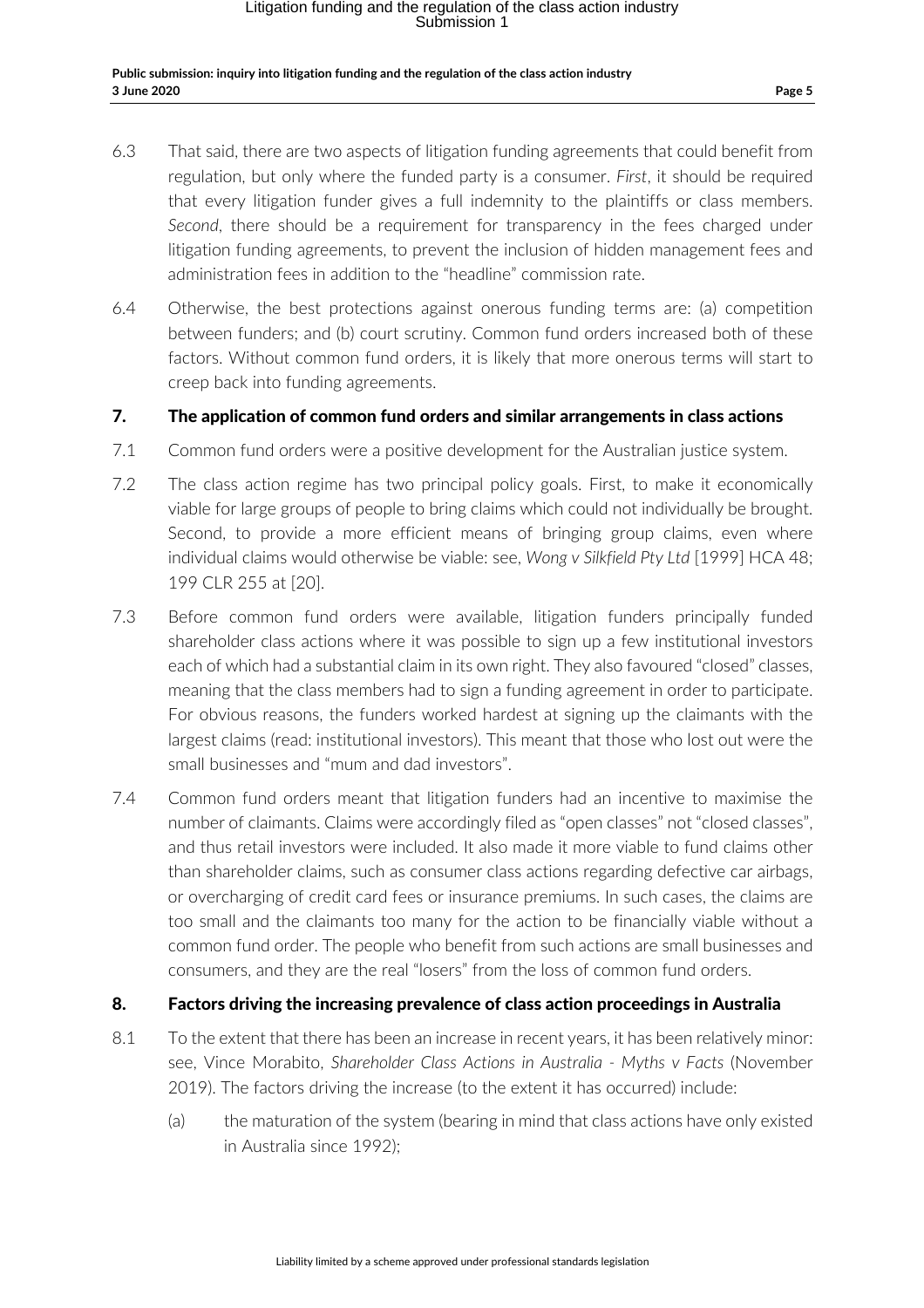6.3 That said, there are two aspects of litigation funding agreements that could benefit from regulation, but only where the funded party is a consumer. *First*, it should be required that every litigation funder gives a full indemnity to the plaintiffs or class members. *Second*, there should be a requirement for transparency in the fees charged under litigation funding agreements, to prevent the inclusion of hidden management fees and administration fees in addition to the "headline" commission rate.

6.4 Otherwise, the best protections against onerous funding terms are: (a) competition between funders; and (b) court scrutiny. Common fund orders increased both of these factors. Without common fund orders, it is likely that more onerous terms will start to creep back into funding agreements.

## 7. The application of common fund orders and similar arrangements in class actions

7.1 Common fund orders were a positive development for the Australian justice system.

7.2 The class action regime has two principal policy goals. First, to make it economically viable for large groups of people to bring claims which could not individually be brought. Second, to provide a more efficient means of bringing group claims, even where individual claims would otherwise be viable: see, *Wong v Silkfield Pty Ltd* [1999] HCA 48; 199 CLR 255 at [20].

7.3 Before common fund orders were available, litigation funders principally funded shareholder class actions where it was possible to sign up a few institutional investors each of which had a substantial claim in its own right. They also favoured "closed" classes, meaning that the class members had to sign a funding agreement in order to participate. For obvious reasons, the funders worked hardest at signing up the claimants with the largest claims (read: institutional investors). This meant that those who lost out were the small businesses and "mum and dad investors".

7.4 Common fund orders meant that litigation funders had an incentive to maximise the number of claimants. Claims were accordingly filed as "open classes" not "closed classes", and thus retail investors were included. It also made it more viable to fund claims other than shareholder claims, such as consumer class actions regarding defective car airbags, or overcharging of credit card fees or insurance premiums. In such cases, the claims are too small and the claimants too many for the action to be financially viable without a common fund order. The people who benefit from such actions are small businesses and consumers, and they are the real "losers" from the loss of common fund orders.

## 8. Factors driving the increasing prevalence of class action proceedings in Australia

8.1 To the extent that there has been an increase in recent years, it has been relatively minor: see, Vince Morabito, *Shareholder Class Actions in Australia - Myths v Facts* (November 2019). The factors driving the increase (to the extent it has occurred) include:

(a) the maturation of the system (bearing in mind that class actions have only existed in Australia since 1992);

Liability limited by a scheme approved under professional standards legislation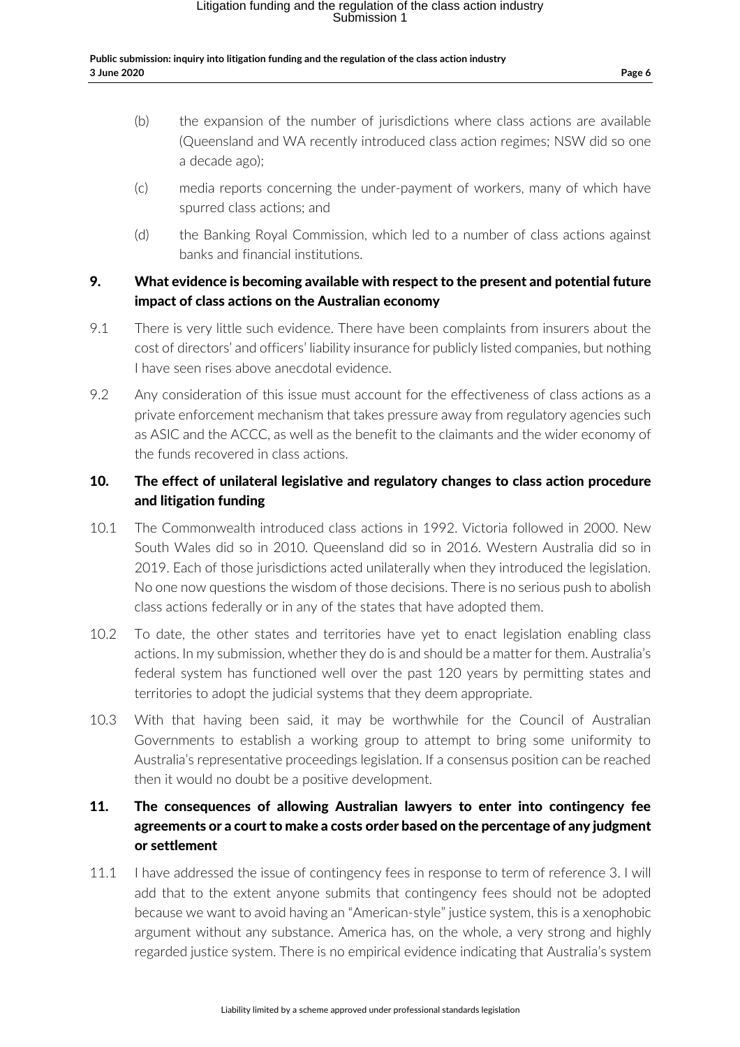(b) the expansion of the number of jurisdictions where class actions are available (Queensland and WA recently introduced class action regimes; NSW did so one a decade ago);

(c) media reports concerning the under-payment of workers, many of which have spurred class actions; and

(d) the Banking Royal Commission, which led to a number of class actions against banks and financial institutions.

## 9. What evidence is becoming available with respect to the present and potential future impact of class actions on the Australian economy

9.1 There is very little such evidence. There have been complaints from insurers about the cost of directors' and officers' liability insurance for publicly listed companies, but nothing I have seen rises above anecdotal evidence.

9.2 Any consideration of this issue must account for the effectiveness of class actions as a private enforcement mechanism that takes pressure away from regulatory agencies such as ASIC and the ACCC, as well as the benefit to the claimants and the wider economy of the funds recovered in class actions.

## 10. The effect of unilateral legislative and regulatory changes to class action procedure and litigation funding

10.1 The Commonwealth introduced class actions in 1992. Victoria followed in 2000. New South Wales did so in 2010. Queensland did so in 2016. Western Australia did so in 2019. Each of those jurisdictions acted unilaterally when they introduced the legislation. No one now questions the wisdom of those decisions. There is no serious push to abolish class actions federally or in any of the states that have adopted them.

10.2 To date, the other states and territories have yet to enact legislation enabling class actions. In my submission, whether they do is and should be a matter for them. Australia's federal system has functioned well over the past 120 years by permitting states and territories to adopt the judicial systems that they deem appropriate.

10.3 With that having been said, it may be worthwhile for the Council of Australian Governments to establish a working group to attempt to bring some uniformity to Australia's representative proceedings legislation. If a consensus position can be reached then it would no doubt be a positive development.

## 11. The consequences of allowing Australian lawyers to enter into contingency fee agreements or a court to make a costs order based on the percentage of any judgment or settlement

11.1 I have addressed the issue of contingency fees in response to term of reference 3. I will add that to the extent anyone submits that contingency fees should not be adopted because we want to avoid having an "American-style" justice system, this is a xenophobic argument without any substance. America has, on the whole, a very strong and highly regarded justice system. There is no empirical evidence indicating that Australia's system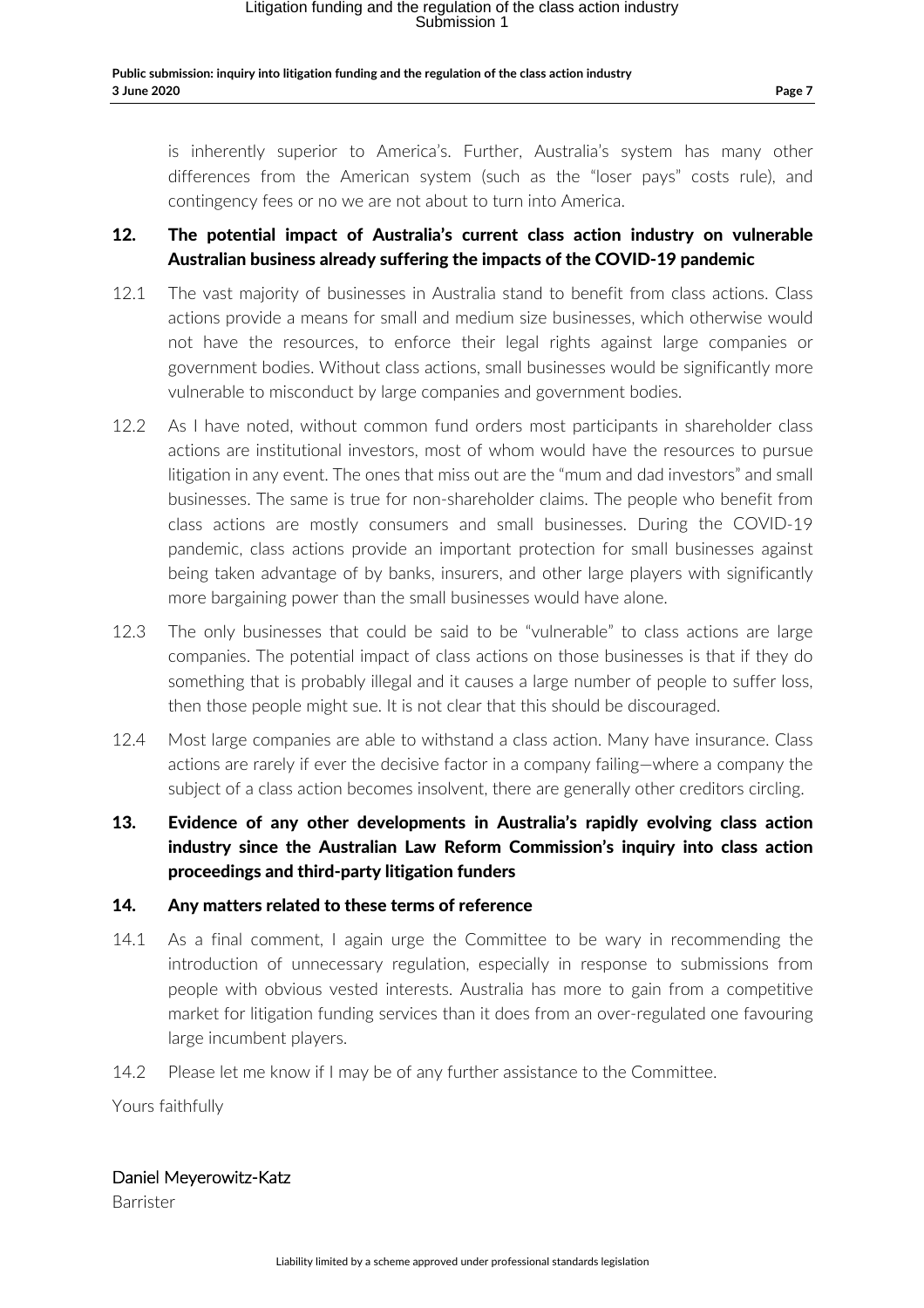is inherently superior to America's. Further, Australia's system has many other differences from the American system (such as the "loser pays" costs rule), and contingency fees or no we are not about to turn into America.

## 12. The potential impact of Australia's current class action industry on vulnerable Australian business already suffering the impacts of the COVID-19 pandemic

12.1 The vast majority of businesses in Australia stand to benefit from class actions. Class actions provide a means for small and medium size businesses, which otherwise would not have the resources, to enforce their legal rights against large companies or government bodies. Without class actions, small businesses would be significantly more vulnerable to misconduct by large companies and government bodies.

12.2 As I have noted, without common fund orders most participants in shareholder class actions are institutional investors, most of whom would have the resources to pursue litigation in any event. The ones that miss out are the "mum and dad investors" and small businesses. The same is true for non-shareholder claims. The people who benefit from class actions are mostly consumers and small businesses. During the COVID-19 pandemic, class actions provide an important protection for small businesses against being taken advantage of by banks, insurers, and other large players with significantly more bargaining power than the small businesses would have alone.

12.3 The only businesses that could be said to be "vulnerable" to class actions are large companies. The potential impact of class actions on those businesses is that if they do something that is probably illegal and it causes a large number of people to suffer loss, then those people might sue. It is not clear that this should be discouraged.

12.4 Most large companies are able to withstand a class action. Many have insurance. Class actions are rarely if ever the decisive factor in a company failing—where a company the subject of a class action becomes insolvent, there are generally other creditors circling.

## 13. Evidence of any other developments in Australia's rapidly evolving class action industry since the Australian Law Reform Commission's inquiry into class action proceedings and third-party litigation funders

## 14. Any matters related to these terms of reference

14.1 As a final comment, I again urge the Committee to be wary in recommending the introduction of unnecessary regulation, especially in response to submissions from people with obvious vested interests. Australia has more to gain from a competitive market for litigation funding services than it does from an over-regulated one favouring large incumbent players.

14.2 Please let me know if I may be of any further assistance to the Committee.

Yours faithfully

Daniel Meyerowitz-Katz
Barrister

Liability limited by a scheme approved under professional standards legislation